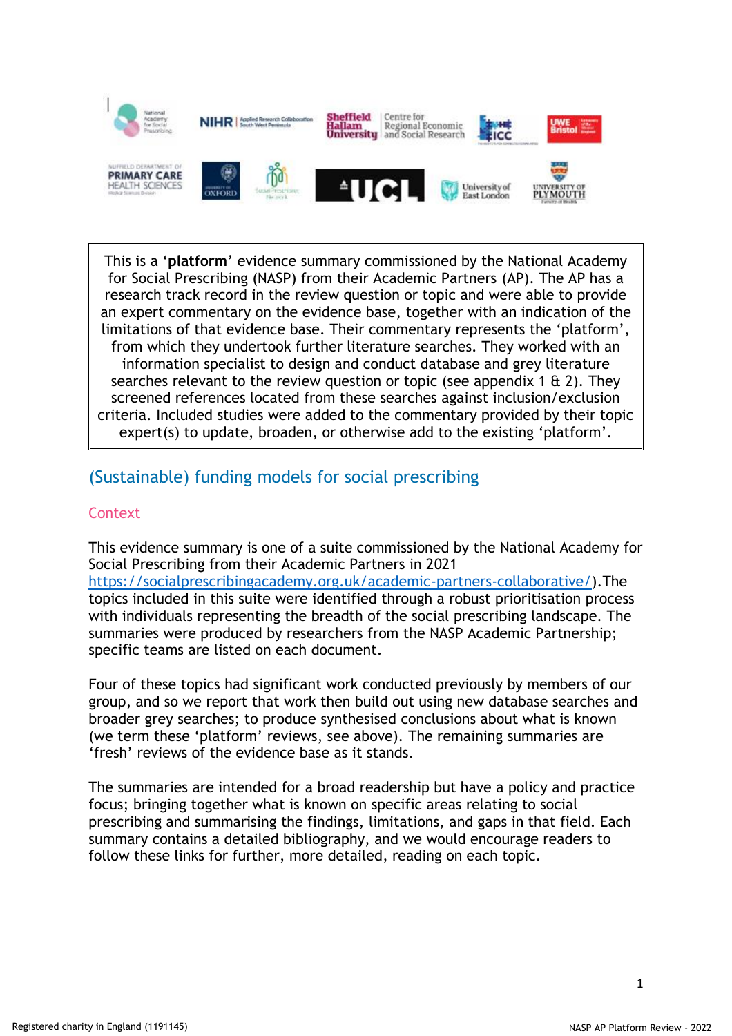This is a '**platform**' evidence summary commissioned by the National Academy for Social Prescribing (NASP) from their Academic Partners (AP). The AP has a research track record in the review question or topic and were able to provide an expert commentary on the evidence base, together with an indication of the limitations of that evidence base. Their commentary represents the 'platform', from which they undertook further literature searches. They worked with an information specialist to design and conduct database and grey literature searches relevant to the review question or topic (see appendix 1 & 2). They screened references located from these searches against inclusion/exclusion criteria. Included studies were added to the commentary provided by their topic expert(s) to update, broaden, or otherwise add to the existing 'platform'.

# (Sustainable) funding models for social prescribing

## Context

This evidence summary is one of a suite commissioned by the National Academy for Social Prescribing from their Academic Partners in 2021 https://socialprescribingacademy.org.uk/academic-partners-collaborative/).The topics included in this suite were identified through a robust prioritisation process with individuals representing the breadth of the social prescribing landscape. The summaries were produced by researchers from the NASP Academic Partnership; specific teams are listed on each document.

Four of these topics had significant work conducted previously by members of our group, and so we report that work then build out using new database searches and broader grey searches; to produce synthesised conclusions about what is known (we term these 'platform' reviews, see above). The remaining summaries are 'fresh' reviews of the evidence base as it stands.

The summaries are intended for a broad readership but have a policy and practice focus; bringing together what is known on specific areas relating to social prescribing and summarising the findings, limitations, and gaps in that field. Each summary contains a detailed bibliography, and we would encourage readers to follow these links for further, more detailed, reading on each topic.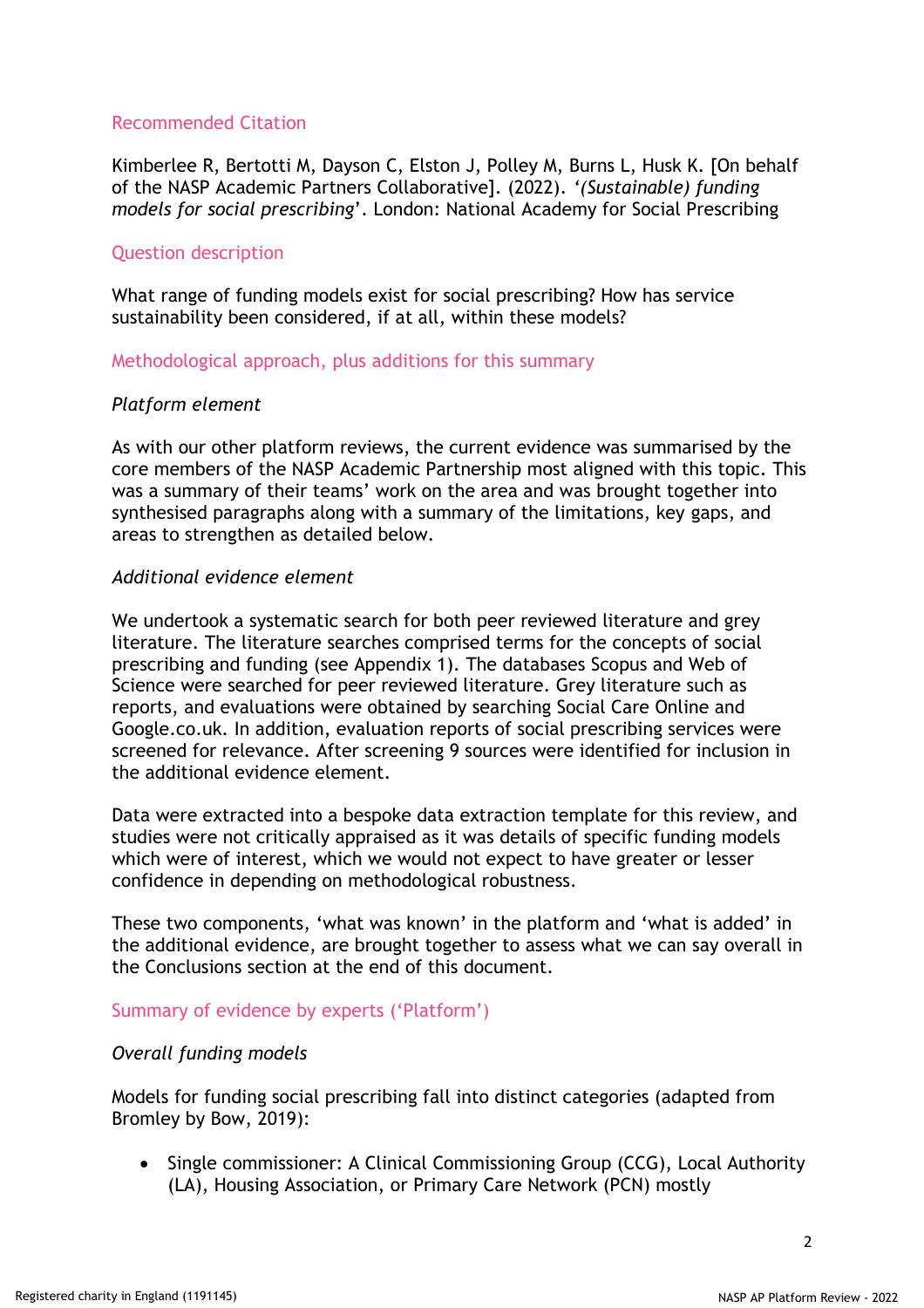## Recommended Citation

Kimberlee R, Bertotti M, Dayson C, Elston J, Polley M, Burns L, Husk K. [On behalf of the NASP Academic Partners Collaborative]. (2022). *‘(Sustainable) funding models for social prescribing*’. London: National Academy for Social Prescribing

## Question description

What range of funding models exist for social prescribing? How has service sustainability been considered, if at all, within these models?

## Methodological approach, plus additions for this summary

*Platform element*

As with our other platform reviews, the current evidence was summarised by the core members of the NASP Academic Partnership most aligned with this topic. This was a summary of their teams’ work on the area and was brought together into synthesised paragraphs along with a summary of the limitations, key gaps, and areas to strengthen as detailed below.

*Additional evidence element*

We undertook a systematic search for both peer reviewed literature and grey literature. The literature searches comprised terms for the concepts of social prescribing and funding (see Appendix 1). The databases Scopus and Web of Science were searched for peer reviewed literature. Grey literature such as reports, and evaluations were obtained by searching Social Care Online and Google.co.uk. In addition, evaluation reports of social prescribing services were screened for relevance. After screening 9 sources were identified for inclusion in the additional evidence element.

Data were extracted into a bespoke data extraction template for this review, and studies were not critically appraised as it was details of specific funding models which were of interest, which we would not expect to have greater or lesser confidence in depending on methodological robustness.

These two components, ‘what was known’ in the platform and ‘what is added’ in the additional evidence, are brought together to assess what we can say overall in the Conclusions section at the end of this document.

## Summary of evidence by experts (‘Platform’)

*Overall funding models*

Models for funding social prescribing fall into distinct categories (adapted from Bromley by Bow, 2019):

- Single commissioner: A Clinical Commissioning Group (CCG), Local Authority (LA), Housing Association, or Primary Care Network (PCN) mostly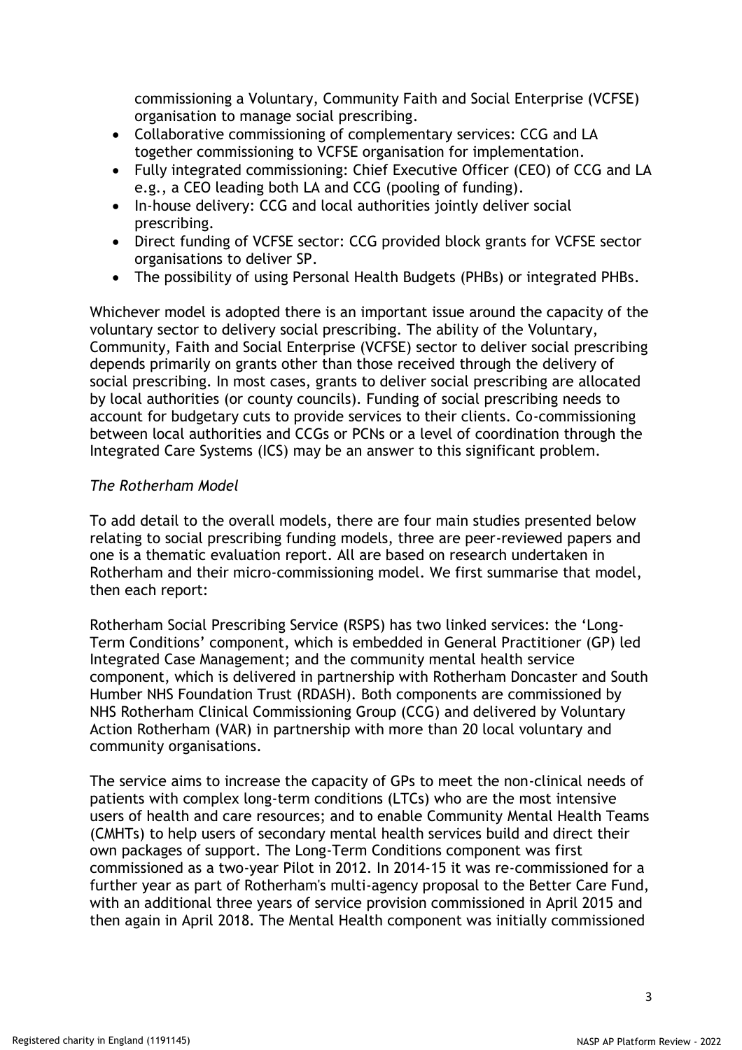commissioning a Voluntary, Community Faith and Social Enterprise (VCFSE) organisation to manage social prescribing.

- Collaborative commissioning of complementary services: CCG and LA together commissioning to VCFSE organisation for implementation.
- Fully integrated commissioning: Chief Executive Officer (CEO) of CCG and LA e.g., a CEO leading both LA and CCG (pooling of funding).
- In-house delivery: CCG and local authorities jointly deliver social prescribing.
- Direct funding of VCFSE sector: CCG provided block grants for VCFSE sector organisations to deliver SP.
- The possibility of using Personal Health Budgets (PHBs) or integrated PHBs.

Whichever model is adopted there is an important issue around the capacity of the voluntary sector to delivery social prescribing. The ability of the Voluntary, Community, Faith and Social Enterprise (VCFSE) sector to deliver social prescribing depends primarily on grants other than those received through the delivery of social prescribing. In most cases, grants to deliver social prescribing are allocated by local authorities (or county councils). Funding of social prescribing needs to account for budgetary cuts to provide services to their clients. Co-commissioning between local authorities and CCGs or PCNs or a level of coordination through the Integrated Care Systems (ICS) may be an answer to this significant problem.

*The Rotherham Model*

To add detail to the overall models, there are four main studies presented below relating to social prescribing funding models, three are peer-reviewed papers and one is a thematic evaluation report. All are based on research undertaken in Rotherham and their micro-commissioning model. We first summarise that model, then each report:

Rotherham Social Prescribing Service (RSPS) has two linked services: the 'Long-Term Conditions' component, which is embedded in General Practitioner (GP) led Integrated Case Management; and the community mental health service component, which is delivered in partnership with Rotherham Doncaster and South Humber NHS Foundation Trust (RDASH). Both components are commissioned by NHS Rotherham Clinical Commissioning Group (CCG) and delivered by Voluntary Action Rotherham (VAR) in partnership with more than 20 local voluntary and community organisations.

The service aims to increase the capacity of GPs to meet the non-clinical needs of patients with complex long-term conditions (LTCs) who are the most intensive users of health and care resources; and to enable Community Mental Health Teams (CMHTs) to help users of secondary mental health services build and direct their own packages of support. The Long-Term Conditions component was first commissioned as a two-year Pilot in 2012. In 2014-15 it was re-commissioned for a further year as part of Rotherham's multi-agency proposal to the Better Care Fund, with an additional three years of service provision commissioned in April 2015 and then again in April 2018. The Mental Health component was initially commissioned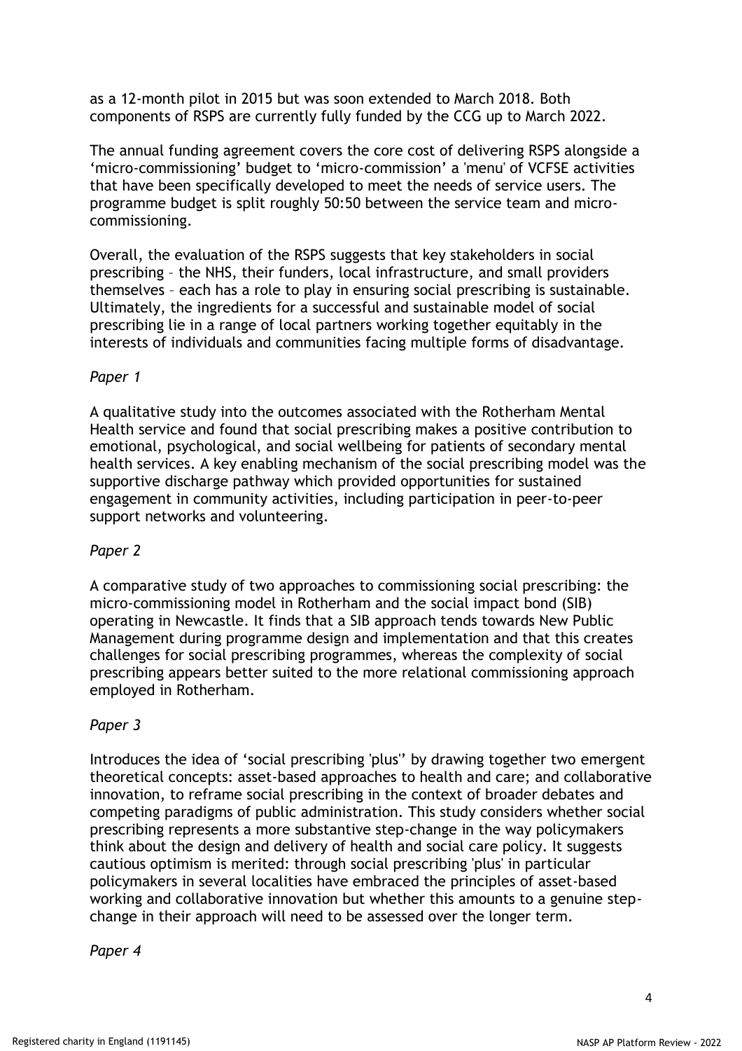as a 12-month pilot in 2015 but was soon extended to March 2018. Both components of RSPS are currently fully funded by the CCG up to March 2022.

The annual funding agreement covers the core cost of delivering RSPS alongside a 'micro-commissioning' budget to 'micro-commission' a 'menu' of VCFSE activities that have been specifically developed to meet the needs of service users. The programme budget is split roughly 50:50 between the service team and micro-commissioning.

Overall, the evaluation of the RSPS suggests that key stakeholders in social prescribing – the NHS, their funders, local infrastructure, and small providers themselves – each has a role to play in ensuring social prescribing is sustainable. Ultimately, the ingredients for a successful and sustainable model of social prescribing lie in a range of local partners working together equitably in the interests of individuals and communities facing multiple forms of disadvantage.

*Paper 1*

A qualitative study into the outcomes associated with the Rotherham Mental Health service and found that social prescribing makes a positive contribution to emotional, psychological, and social wellbeing for patients of secondary mental health services. A key enabling mechanism of the social prescribing model was the supportive discharge pathway which provided opportunities for sustained engagement in community activities, including participation in peer-to-peer support networks and volunteering.

*Paper 2*

A comparative study of two approaches to commissioning social prescribing: the micro-commissioning model in Rotherham and the social impact bond (SIB) operating in Newcastle. It finds that a SIB approach tends towards New Public Management during programme design and implementation and that this creates challenges for social prescribing programmes, whereas the complexity of social prescribing appears better suited to the more relational commissioning approach employed in Rotherham.

*Paper 3*

Introduces the idea of 'social prescribing 'plus'' by drawing together two emergent theoretical concepts: asset-based approaches to health and care; and collaborative innovation, to reframe social prescribing in the context of broader debates and competing paradigms of public administration. This study considers whether social prescribing represents a more substantive step-change in the way policymakers think about the design and delivery of health and social care policy. It suggests cautious optimism is merited: through social prescribing 'plus' in particular policymakers in several localities have embraced the principles of asset-based working and collaborative innovation but whether this amounts to a genuine step-change in their approach will need to be assessed over the longer term.

*Paper 4*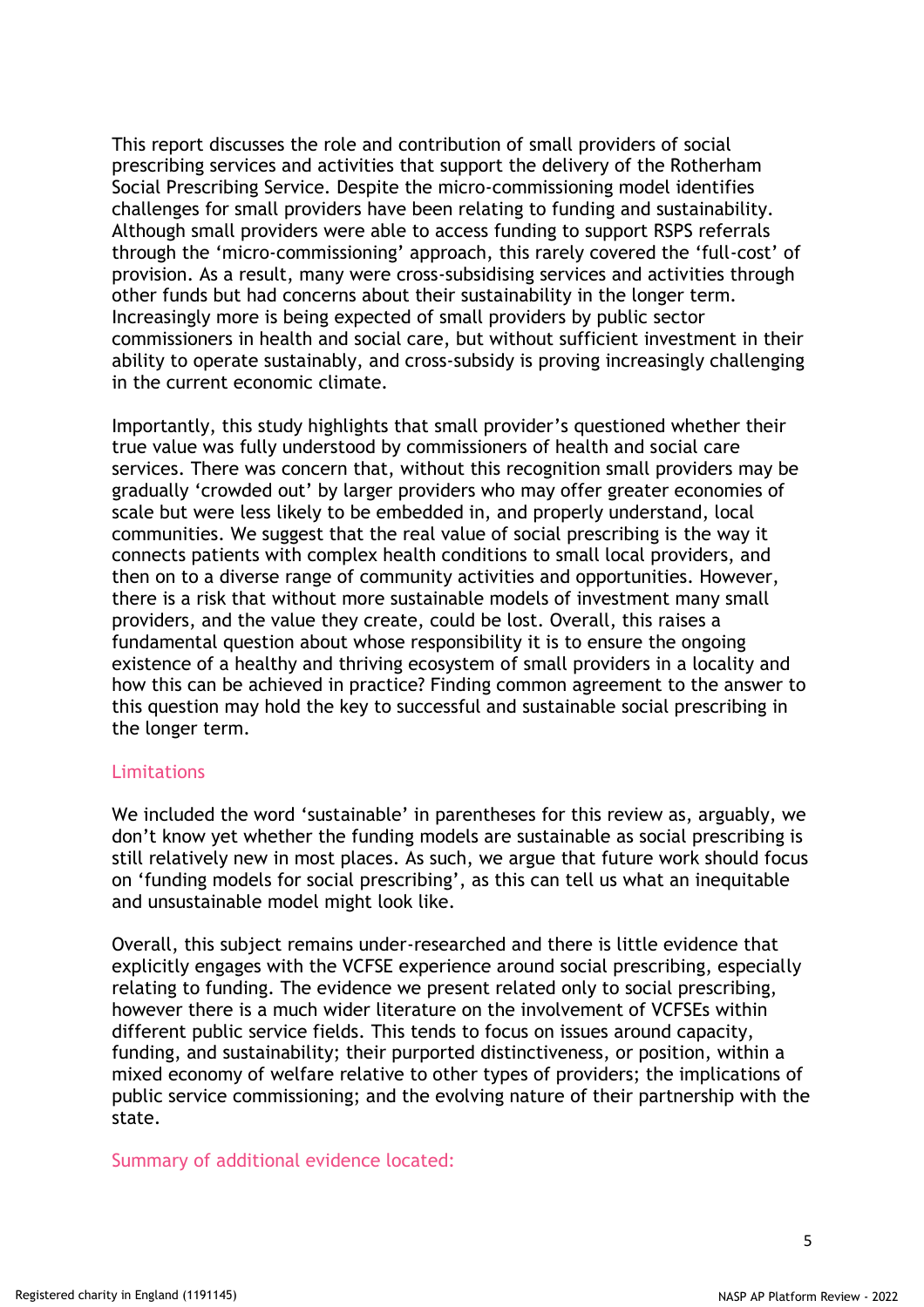This report discusses the role and contribution of small providers of social prescribing services and activities that support the delivery of the Rotherham Social Prescribing Service. Despite the micro-commissioning model identifies challenges for small providers have been relating to funding and sustainability. Although small providers were able to access funding to support RSPS referrals through the 'micro-commissioning' approach, this rarely covered the 'full-cost' of provision. As a result, many were cross-subsidising services and activities through other funds but had concerns about their sustainability in the longer term. Increasingly more is being expected of small providers by public sector commissioners in health and social care, but without sufficient investment in their ability to operate sustainably, and cross-subsidy is proving increasingly challenging in the current economic climate.

Importantly, this study highlights that small provider's questioned whether their true value was fully understood by commissioners of health and social care services. There was concern that, without this recognition small providers may be gradually 'crowded out' by larger providers who may offer greater economies of scale but were less likely to be embedded in, and properly understand, local communities. We suggest that the real value of social prescribing is the way it connects patients with complex health conditions to small local providers, and then on to a diverse range of community activities and opportunities. However, there is a risk that without more sustainable models of investment many small providers, and the value they create, could be lost. Overall, this raises a fundamental question about whose responsibility it is to ensure the ongoing existence of a healthy and thriving ecosystem of small providers in a locality and how this can be achieved in practice? Finding common agreement to the answer to this question may hold the key to successful and sustainable social prescribing in the longer term.

## Limitations

We included the word 'sustainable' in parentheses for this review as, arguably, we don't know yet whether the funding models are sustainable as social prescribing is still relatively new in most places. As such, we argue that future work should focus on 'funding models for social prescribing', as this can tell us what an inequitable and unsustainable model might look like.

Overall, this subject remains under-researched and there is little evidence that explicitly engages with the VCFSE experience around social prescribing, especially relating to funding. The evidence we present related only to social prescribing, however there is a much wider literature on the involvement of VCFSEs within different public service fields. This tends to focus on issues around capacity, funding, and sustainability; their purported distinctiveness, or position, within a mixed economy of welfare relative to other types of providers; the implications of public service commissioning; and the evolving nature of their partnership with the state.

## Summary of additional evidence located: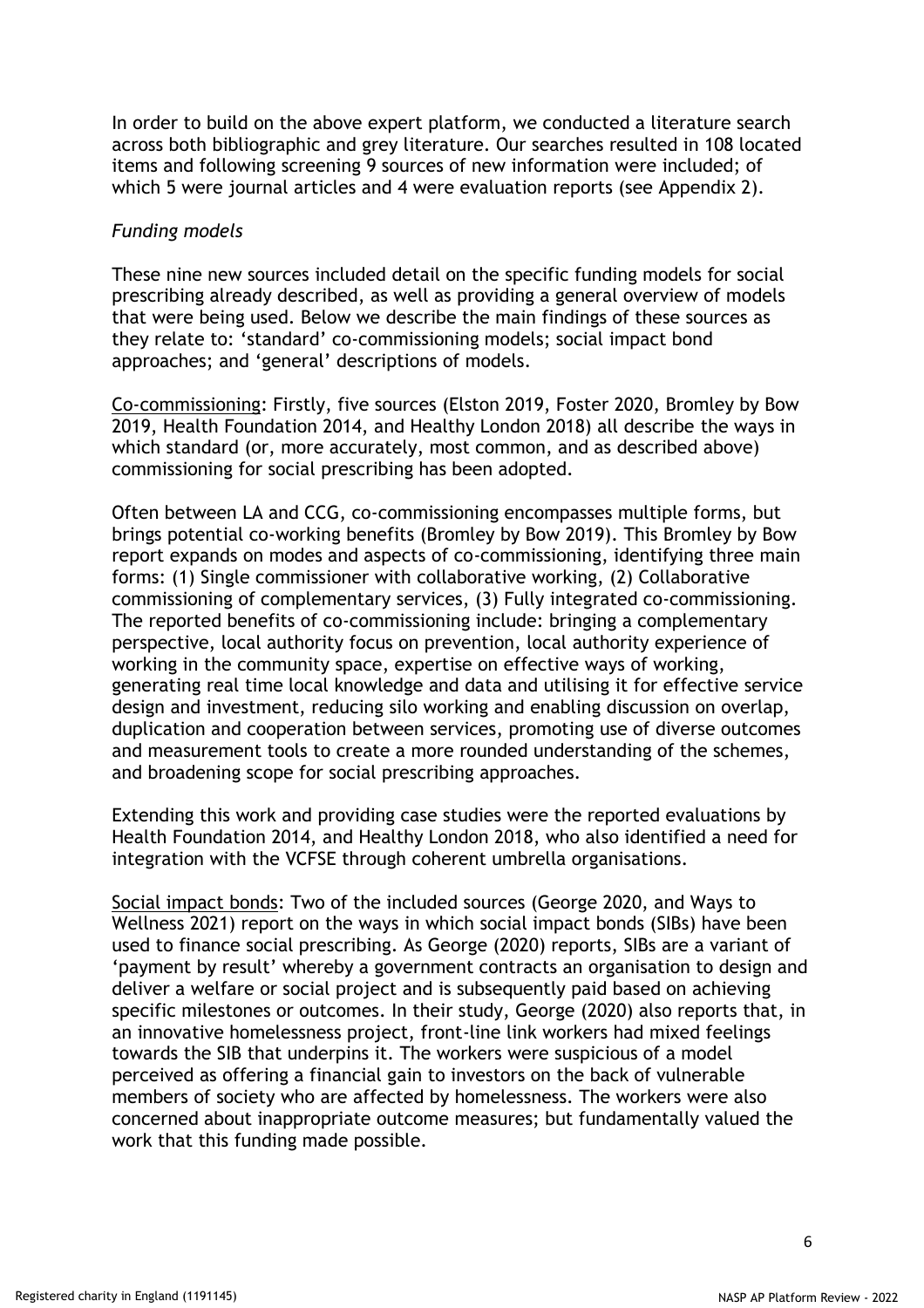In order to build on the above expert platform, we conducted a literature search across both bibliographic and grey literature. Our searches resulted in 108 located items and following screening 9 sources of new information were included; of which 5 were journal articles and 4 were evaluation reports (see Appendix 2).

*Funding models*

These nine new sources included detail on the specific funding models for social prescribing already described, as well as providing a general overview of models that were being used. Below we describe the main findings of these sources as they relate to: 'standard' co-commissioning models; social impact bond approaches; and 'general' descriptions of models.

<u>Co-commissioning</u>: Firstly, five sources (Elston 2019, Foster 2020, Bromley by Bow 2019, Health Foundation 2014, and Healthy London 2018) all describe the ways in which standard (or, more accurately, most common, and as described above) commissioning for social prescribing has been adopted.

Often between LA and CCG, co-commissioning encompasses multiple forms, but brings potential co-working benefits (Bromley by Bow 2019). This Bromley by Bow report expands on modes and aspects of co-commissioning, identifying three main forms: (1) Single commissioner with collaborative working, (2) Collaborative commissioning of complementary services, (3) Fully integrated co-commissioning. The reported benefits of co-commissioning include: bringing a complementary perspective, local authority focus on prevention, local authority experience of working in the community space, expertise on effective ways of working, generating real time local knowledge and data and utilising it for effective service design and investment, reducing silo working and enabling discussion on overlap, duplication and cooperation between services, promoting use of diverse outcomes and measurement tools to create a more rounded understanding of the schemes, and broadening scope for social prescribing approaches.

Extending this work and providing case studies were the reported evaluations by Health Foundation 2014, and Healthy London 2018, who also identified a need for integration with the VCFSE through coherent umbrella organisations.

<u>Social impact bonds</u>: Two of the included sources (George 2020, and Ways to Wellness 2021) report on the ways in which social impact bonds (SIBs) have been used to finance social prescribing. As George (2020) reports, SIBs are a variant of 'payment by result' whereby a government contracts an organisation to design and deliver a welfare or social project and is subsequently paid based on achieving specific milestones or outcomes. In their study, George (2020) also reports that, in an innovative homelessness project, front-line link workers had mixed feelings towards the SIB that underpins it. The workers were suspicious of a model perceived as offering a financial gain to investors on the back of vulnerable members of society who are affected by homelessness. The workers were also concerned about inappropriate outcome measures; but fundamentally valued the work that this funding made possible.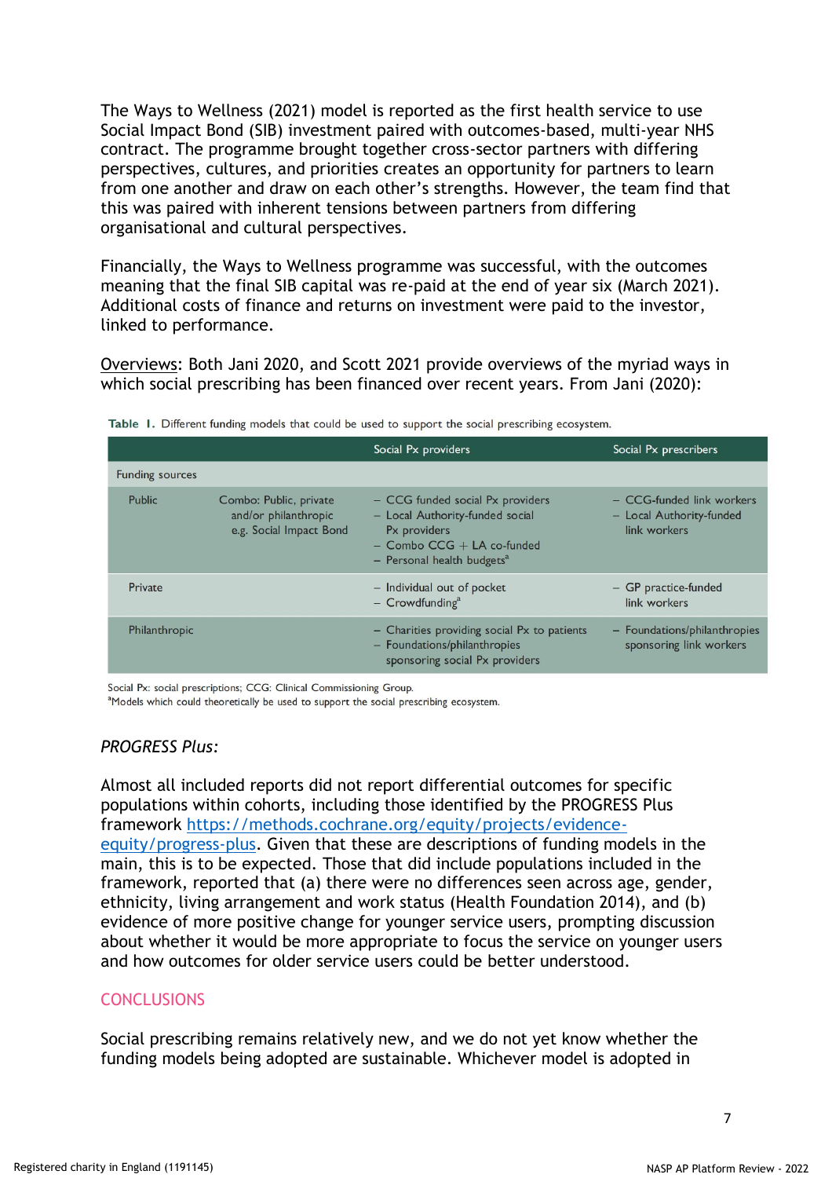The Ways to Wellness (2021) model is reported as the first health service to use Social Impact Bond (SIB) investment paired with outcomes-based, multi-year NHS contract. The programme brought together cross-sector partners with differing perspectives, cultures, and priorities creates an opportunity for partners to learn from one another and draw on each other's strengths. However, the team find that this was paired with inherent tensions between partners from differing organisational and cultural perspectives.

Financially, the Ways to Wellness programme was successful, with the outcomes meaning that the final SIB capital was re-paid at the end of year six (March 2021). Additional costs of finance and returns on investment were paid to the investor, linked to performance.

Overviews: Both Jani 2020, and Scott 2021 provide overviews of the myriad ways in which social prescribing has been financed over recent years. From Jani (2020):

**Table 1.** Different funding models that could be used to support the social prescribing ecosystem.

| | | Social Px providers | Social Px prescribers |
|---|---|---|---|
| Funding sources | | | |
| Public | Combo: Public, private and/or philanthropic e.g. Social Impact Bond | – CCG funded social Px providers<br>– Local Authority-funded social Px providers<br>– Combo CCG + LA co-funded<br>– Personal health budgets[a] | – CCG-funded link workers<br>– Local Authority-funded link workers |
| Private | | – Individual out of pocket<br>– Crowdfunding[a] | – GP practice-funded link workers |
| Philanthropic | | – Charities providing social Px to patients<br>– Foundations/philanthropies sponsoring social Px providers | – Foundations/philanthropies sponsoring link workers |

Social Px: social prescriptions; CCG: Clinical Commissioning Group.
[a]Models which could theoretically be used to support the social prescribing ecosystem.

*PROGRESS Plus:*

Almost all included reports did not report differential outcomes for specific populations within cohorts, including those identified by the PROGRESS Plus framework https://methods.cochrane.org/equity/projects/evidence-equity/progress-plus. Given that these are descriptions of funding models in the main, this is to be expected. Those that did include populations included in the framework, reported that (a) there were no differences seen across age, gender, ethnicity, living arrangement and work status (Health Foundation 2014), and (b) evidence of more positive change for younger service users, prompting discussion about whether it would be more appropriate to focus the service on younger users and how outcomes for older service users could be better understood.

## CONCLUSIONS

Social prescribing remains relatively new, and we do not yet know whether the funding models being adopted are sustainable. Whichever model is adopted in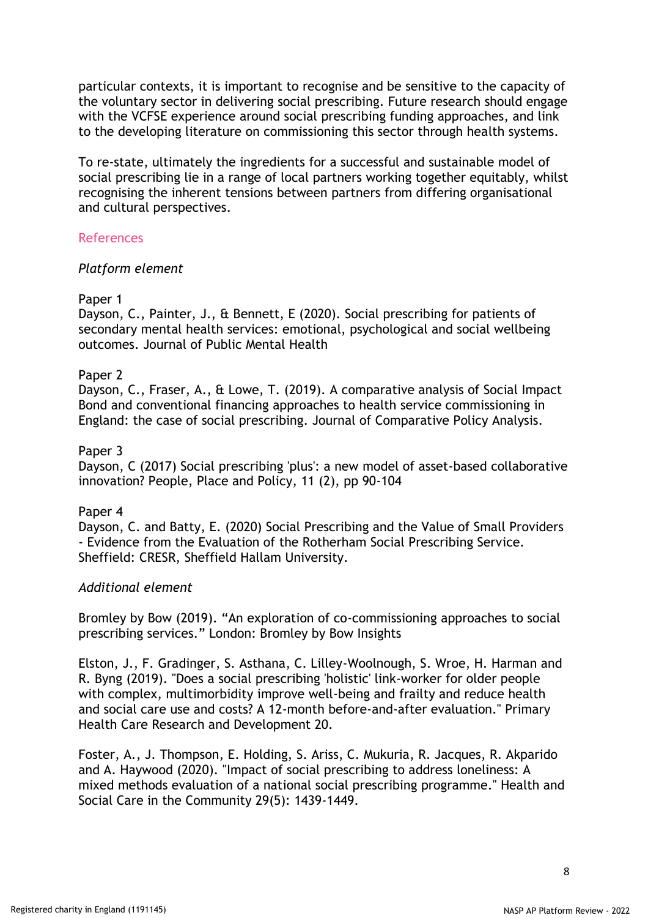particular contexts, it is important to recognise and be sensitive to the capacity of the voluntary sector in delivering social prescribing. Future research should engage with the VCFSE experience around social prescribing funding approaches, and link to the developing literature on commissioning this sector through health systems.

To re-state, ultimately the ingredients for a successful and sustainable model of social prescribing lie in a range of local partners working together equitably, whilst recognising the inherent tensions between partners from differing organisational and cultural perspectives.

## References

*Platform element*

Paper 1
Dayson, C., Painter, J., & Bennett, E (2020). Social prescribing for patients of secondary mental health services: emotional, psychological and social wellbeing outcomes. Journal of Public Mental Health

Paper 2
Dayson, C., Fraser, A., & Lowe, T. (2019). A comparative analysis of Social Impact Bond and conventional financing approaches to health service commissioning in England: the case of social prescribing. Journal of Comparative Policy Analysis.

Paper 3
Dayson, C (2017) Social prescribing 'plus': a new model of asset-based collaborative innovation? People, Place and Policy, 11 (2), pp 90-104

Paper 4
Dayson, C. and Batty, E. (2020) Social Prescribing and the Value of Small Providers - Evidence from the Evaluation of the Rotherham Social Prescribing Service. Sheffield: CRESR, Sheffield Hallam University.

*Additional element*

Bromley by Bow (2019). "An exploration of co-commissioning approaches to social prescribing services." London: Bromley by Bow Insights

Elston, J., F. Gradinger, S. Asthana, C. Lilley-Woolnough, S. Wroe, H. Harman and R. Byng (2019). "Does a social prescribing 'holistic' link-worker for older people with complex, multimorbidity improve well-being and frailty and reduce health and social care use and costs? A 12-month before-and-after evaluation." Primary Health Care Research and Development 20.

Foster, A., J. Thompson, E. Holding, S. Ariss, C. Mukuria, R. Jacques, R. Akparido and A. Haywood (2020). "Impact of social prescribing to address loneliness: A mixed methods evaluation of a national social prescribing programme." Health and Social Care in the Community 29(5): 1439-1449.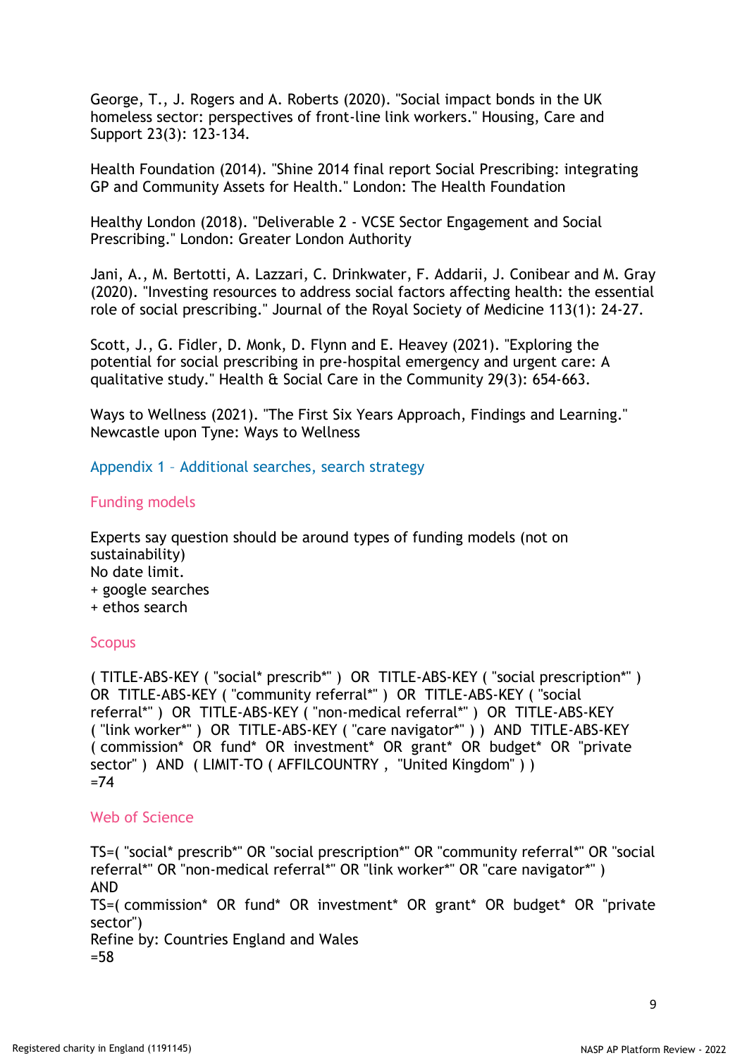George, T., J. Rogers and A. Roberts (2020). "Social impact bonds in the UK homeless sector: perspectives of front-line link workers." Housing, Care and Support 23(3): 123-134.

Health Foundation (2014). "Shine 2014 final report Social Prescribing: integrating GP and Community Assets for Health." London: The Health Foundation

Healthy London (2018). "Deliverable 2 - VCSE Sector Engagement and Social Prescribing." London: Greater London Authority

Jani, A., M. Bertotti, A. Lazzari, C. Drinkwater, F. Addarii, J. Conibear and M. Gray (2020). "Investing resources to address social factors affecting health: the essential role of social prescribing." Journal of the Royal Society of Medicine 113(1): 24-27.

Scott, J., G. Fidler, D. Monk, D. Flynn and E. Heavey (2021). "Exploring the potential for social prescribing in pre-hospital emergency and urgent care: A qualitative study." Health & Social Care in the Community 29(3): 654-663.

Ways to Wellness (2021). "The First Six Years Approach, Findings and Learning." Newcastle upon Tyne: Ways to Wellness

## Appendix 1 – Additional searches, search strategy

### Funding models

Experts say question should be around types of funding models (not on sustainability)
No date limit.
+ google searches
+ ethos search

### Scopus

( TITLE-ABS-KEY ( "social* prescrib*" ) OR TITLE-ABS-KEY ( "social prescription*" ) OR TITLE-ABS-KEY ( "community referral*" ) OR TITLE-ABS-KEY ( "social referral*" ) OR TITLE-ABS-KEY ( "non-medical referral*" ) OR TITLE-ABS-KEY ( "link worker*" ) OR TITLE-ABS-KEY ( "care navigator*" ) ) AND TITLE-ABS-KEY ( commission* OR fund* OR investment* OR grant* OR budget* OR "private sector" ) AND ( LIMIT-TO ( AFFILCOUNTRY , "United Kingdom" ) )
=74

### Web of Science

TS=( "social* prescrib*" OR "social prescription*" OR "community referral*" OR "social referral*" OR "non-medical referral*" OR "link worker*" OR "care navigator*" )
AND
TS=( commission* OR fund* OR investment* OR grant* OR budget* OR "private sector")
Refine by: Countries England and Wales
=58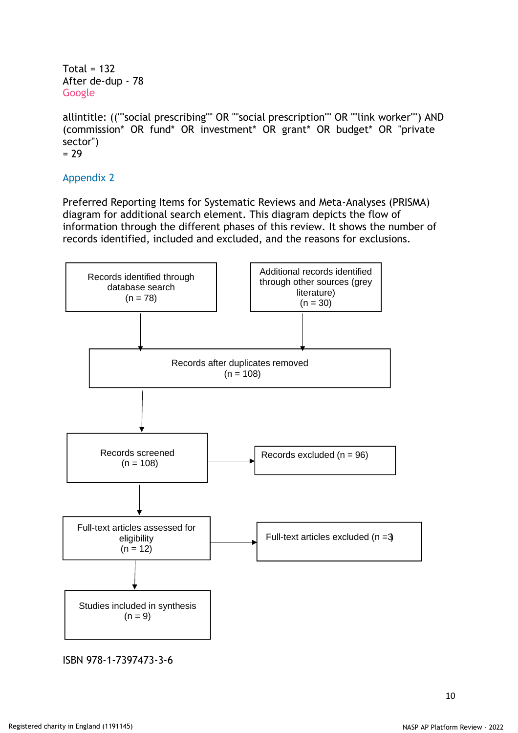Total = 132
After de-dup - 78
Google

allintitle: ((""social prescribing"" OR ""social prescription"" OR ""link worker"") AND (commission* OR fund* OR investment* OR grant* OR budget* OR "private sector")
= 29

## Appendix 2

Preferred Reporting Items for Systematic Reviews and Meta-Analyses (PRISMA) diagram for additional search element. This diagram depicts the flow of information through the different phases of this review. It shows the number of records identified, included and excluded, and the reasons for exclusions.

Records identified through database search
(n = 78)

Additional records identified through other sources (grey literature)
(n = 30)

Records after duplicates removed
(n = 108)

Records screened
(n = 108)

Records excluded (n = 96)

Full-text articles assessed for eligibility
(n = 12)

Full-text articles excluded (n =3)

Studies included in synthesis
(n = 9)

ISBN 978-1-7397473-3-6

Registered charity in England (1191145)